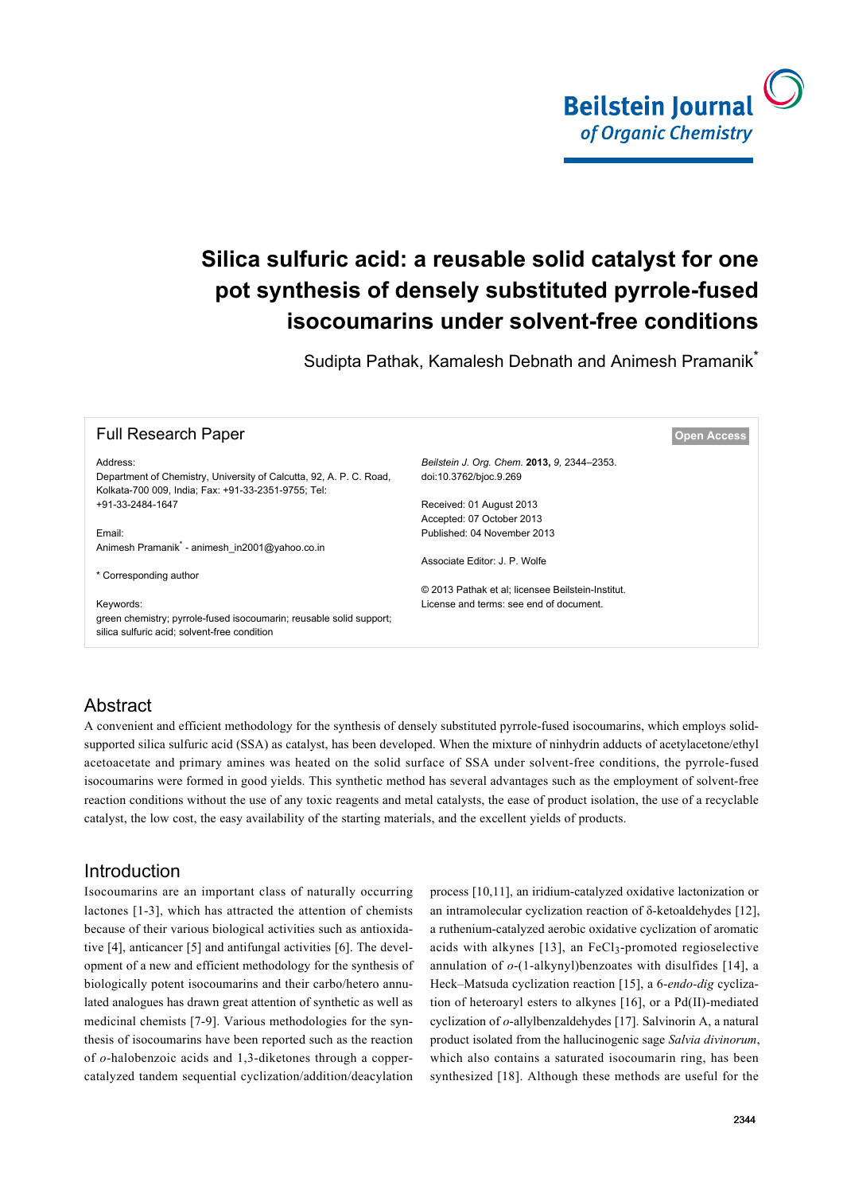# Silica sulfuric acid: a reusable solid catalyst for one pot synthesis of densely substituted pyrrole-fused isocoumarins under solvent-free conditions

Sudipta Pathak, Kamalesh Debnath and Animesh Pramanik*

Full Research Paper

Open Access

Address:
Department of Chemistry, University of Calcutta, 92, A. P. C. Road, Kolkata-700 009, India; Fax: +91-33-2351-9755; Tel: +91-33-2484-1647

Email:
Animesh Pramanik* - animesh_in2001@yahoo.co.in

* Corresponding author

Keywords:
green chemistry; pyrrole-fused isocoumarin; reusable solid support; silica sulfuric acid; solvent-free condition

*Beilstein J. Org. Chem.* **2013,** *9,* 2344–2353.
doi:10.3762/bjoc.9.269

Received: 01 August 2013
Accepted: 07 October 2013
Published: 04 November 2013

Associate Editor: J. P. Wolfe

© 2013 Pathak et al; licensee Beilstein-Institut.
License and terms: see end of document.

## Abstract

A convenient and efficient methodology for the synthesis of densely substituted pyrrole-fused isocoumarins, which employs solid-supported silica sulfuric acid (SSA) as catalyst, has been developed. When the mixture of ninhydrin adducts of acetylacetone/ethyl acetoacetate and primary amines was heated on the solid surface of SSA under solvent-free conditions, the pyrrole-fused isocoumarins were formed in good yields. This synthetic method has several advantages such as the employment of solvent-free reaction conditions without the use of any toxic reagents and metal catalysts, the ease of product isolation, the use of a recyclable catalyst, the low cost, the easy availability of the starting materials, and the excellent yields of products.

## Introduction

Isocoumarins are an important class of naturally occurring lactones [1-3], which has attracted the attention of chemists because of their various biological activities such as antioxidative [4], anticancer [5] and antifungal activities [6]. The development of a new and efficient methodology for the synthesis of biologically potent isocoumarins and their carbo/hetero annulated analogues has drawn great attention of synthetic as well as medicinal chemists [7-9]. Various methodologies for the synthesis of isocoumarins have been reported such as the reaction of *o*-halobenzoic acids and 1,3-diketones through a copper-catalyzed tandem sequential cyclization/addition/deacylation process [10,11], an iridium-catalyzed oxidative lactonization or an intramolecular cyclization reaction of δ-ketoaldehydes [12], a ruthenium-catalyzed aerobic oxidative cyclization of aromatic acids with alkynes [13], an $FeCl_3$-promoted regioselective annulation of *o*-(1-alkynyl)benzoates with disulfides [14], a Heck–Matsuda cyclization reaction [15], a 6-*endo-dig* cyclization of heteroaryl esters to alkynes [16], or a Pd(II)-mediated cyclization of *o*-allylbenzaldehydes [17]. Salvinorin A, a natural product isolated from the hallucinogenic sage *Salvia divinorum*, which also contains a saturated isocoumarin ring, has been synthesized [18]. Although these methods are useful for the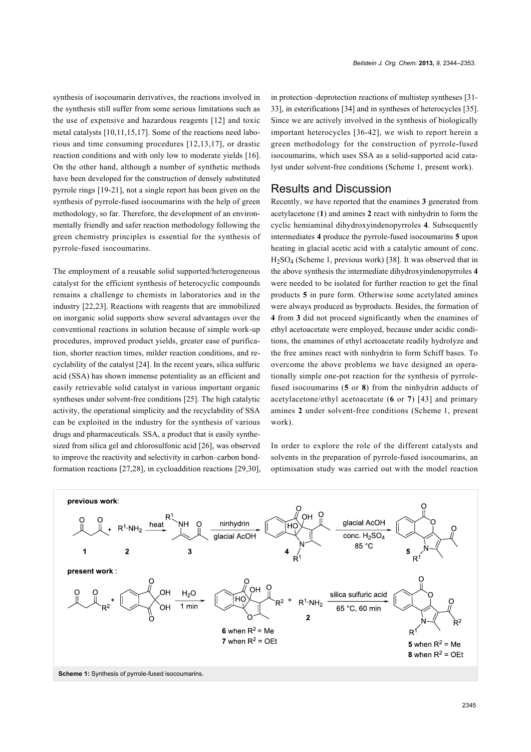synthesis of isocoumarin derivatives, the reactions involved in the synthesis still suffer from some serious limitations such as the use of expensive and hazardous reagents [12] and toxic metal catalysts [10,11,15,17]. Some of the reactions need laborious and time consuming procedures [12,13,17], or drastic reaction conditions and with only low to moderate yields [16]. On the other hand, although a number of synthetic methods have been developed for the construction of densely substituted pyrrole rings [19-21], not a single report has been given on the synthesis of pyrrole-fused isocoumarins with the help of green methodology, so far. Therefore, the development of an environmentally friendly and safer reaction methodology following the green chemistry principles is essential for the synthesis of pyrrole-fused isocoumarins.

The employment of a reusable solid supported/heterogeneous catalyst for the efficient synthesis of heterocyclic compounds remains a challenge to chemists in laboratories and in the industry [22,23]. Reactions with reagents that are immobilized on inorganic solid supports show several advantages over the conventional reactions in solution because of simple work-up procedures, improved product yields, greater ease of purification, shorter reaction times, milder reaction conditions, and recyclability of the catalyst [24]. In the recent years, silica sulfuric acid (SSA) has shown immense potentiality as an efficient and easily retrievable solid catalyst in various important organic syntheses under solvent-free conditions [25]. The high catalytic activity, the operational simplicity and the recyclability of SSA can be exploited in the industry for the synthesis of various drugs and pharmaceuticals. SSA, a product that is easily synthesized from silica gel and chlorosulfonic acid [26], was observed to improve the reactivity and selectivity in carbon–carbon bond-formation reactions [27,28], in cycloaddition reactions [29,30], in protection–deprotection reactions of multistep syntheses [31-33], in esterifications [34] and in syntheses of heterocycles [35]. Since we are actively involved in the synthesis of biologically important heterocycles [36-42], we wish to report herein a green methodology for the construction of pyrrole-fused isocoumarins, which uses SSA as a solid-supported acid catalyst under solvent-free conditions (Scheme 1, present work).

## Results and Discussion

Recently, we have reported that the enamines **3** generated from acetylacetone (**1**) and amines **2** react with ninhydrin to form the cyclic hemiaminal dihydroxyindenopyrroles **4**. Subsequently intermediates **4** produce the pyrrole-fused isocoumarins **5** upon heating in glacial acetic acid with a catalytic amount of conc. $H_2SO_4$ (Scheme 1, previous work) [38]. It was observed that in the above synthesis the intermediate dihydroxyindenopyrroles **4** were needed to be isolated for further reaction to get the final products **5** in pure form. Otherwise some acetylated amines were always produced as byproducts. Besides, the formation of **4** from **3** did not proceed significantly when the enamines of ethyl acetoacetate were employed, because under acidic conditions, the enamines of ethyl acetoacetate readily hydrolyze and the free amines react with ninhydrin to form Schiff bases. To overcome the above problems we have designed an operationally simple one-pot reaction for the synthesis of pyrrole-fused isocoumarins (**5** or **8**) from the ninhydrin adducts of acetylacetone/ethyl acetoacetate (**6** or **7**) [43] and primary amines **2** under solvent-free conditions (Scheme 1, present work).

In order to explore the role of the different catalysts and solvents in the preparation of pyrrole-fused isocoumarins, an optimisation study was carried out with the model reaction

**Scheme 1:** Synthesis of pyrrole-fused isocoumarins.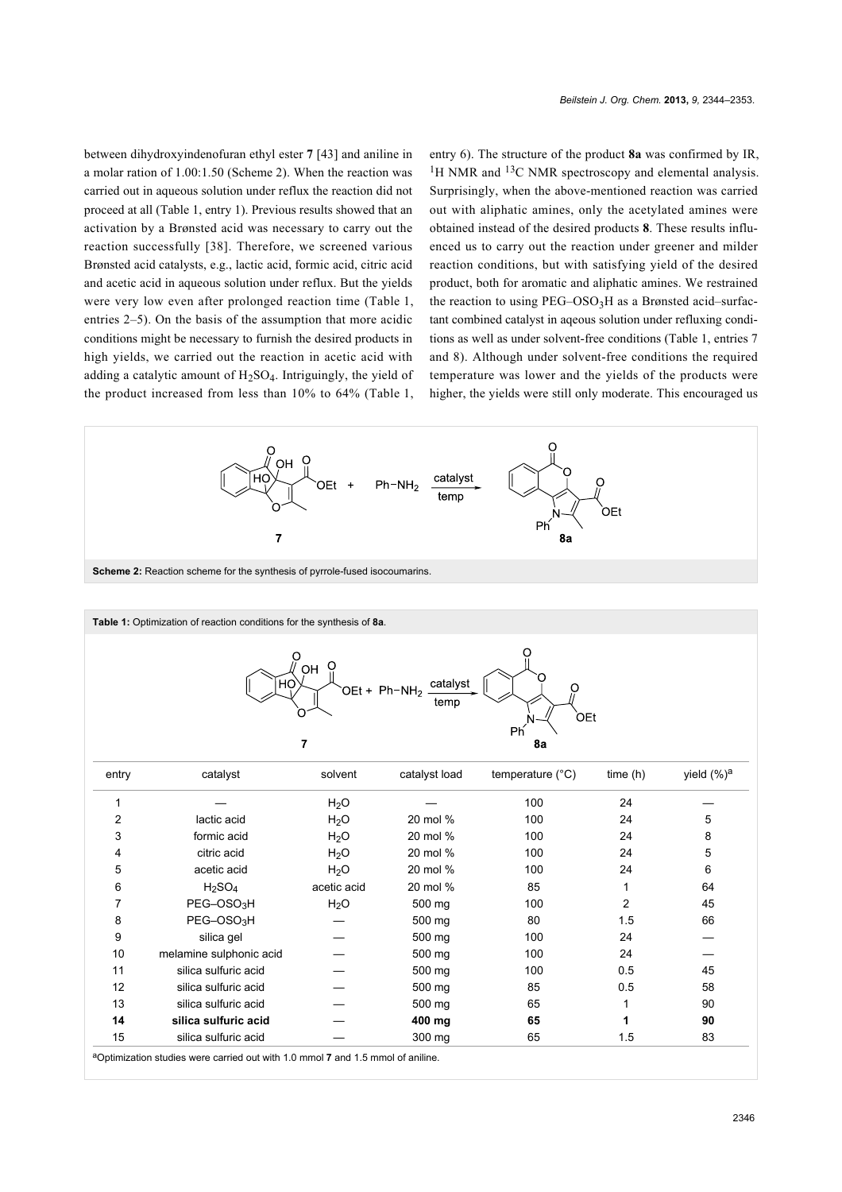between dihydroxyindenofuran ethyl ester **7** [43] and aniline in a molar ration of 1.00:1.50 (Scheme 2). When the reaction was carried out in aqueous solution under reflux the reaction did not proceed at all (Table 1, entry 1). Previous results showed that an activation by a Brønsted acid was necessary to carry out the reaction successfully [38]. Therefore, we screened various Brønsted acid catalysts, e.g., lactic acid, formic acid, citric acid and acetic acid in aqueous solution under reflux. But the yields were very low even after prolonged reaction time (Table 1, entries 2–5). On the basis of the assumption that more acidic conditions might be necessary to furnish the desired products in high yields, we carried out the reaction in acetic acid with adding a catalytic amount of $H_2SO_4$. Intriguingly, the yield of the product increased from less than 10% to 64% (Table 1, entry 6). The structure of the product **8a** was confirmed by IR, $^1$H NMR and $^{13}$C NMR spectroscopy and elemental analysis. Surprisingly, when the above-mentioned reaction was carried out with aliphatic amines, only the acetylated amines were obtained instead of the desired products **8**. These results influenced us to carry out the reaction under greener and milder reaction conditions, but with satisfying yield of the desired product, both for aromatic and aliphatic amines. We restrained the reaction to using PEG–$OSO_3H$ as a Brønsted acid–surfactant combined catalyst in aqeous solution under refluxing conditions as well as under solvent-free conditions (Table 1, entries 7 and 8). Although under solvent-free conditions the required temperature was lower and the yields of the products were higher, the yields were still only moderate. This encouraged us

**Scheme 2:** Reaction scheme for the synthesis of pyrrole-fused isocoumarins.

**Table 1:** Optimization of reaction conditions for the synthesis of **8a**.

| entry | catalyst | solvent | catalyst load | temperature (°C) | time (h) | yield (%)[a] |
|---|---|---|---|---|---|---|
| 1 | — | $H_2O$ | — | 100 | 24 | — |
| 2 | lactic acid | $H_2O$ | 20 mol % | 100 | 24 | 5 |
| 3 | formic acid | $H_2O$ | 20 mol % | 100 | 24 | 8 |
| 4 | citric acid | $H_2O$ | 20 mol % | 100 | 24 | 5 |
| 5 | acetic acid | $H_2O$ | 20 mol % | 100 | 24 | 6 |
| 6 | $H_2SO_4$ | acetic acid | 20 mol % | 85 | 1 | 64 |
| 7 | PEG–$OSO_3H$ | $H_2O$ | 500 mg | 100 | 2 | 45 |
| 8 | PEG–$OSO_3H$ | — | 500 mg | 80 | 1.5 | 66 |
| 9 | silica gel | — | 500 mg | 100 | 24 | — |
| 10 | melamine sulphonic acid | — | 500 mg | 100 | 24 | — |
| 11 | silica sulfuric acid | — | 500 mg | 100 | 0.5 | 45 |
| 12 | silica sulfuric acid | — | 500 mg | 85 | 0.5 | 58 |
| 13 | silica sulfuric acid | — | 500 mg | 65 | 1 | 90 |
| **14** | **silica sulfuric acid** | — | **400 mg** | **65** | **1** | **90** |
| 15 | silica sulfuric acid | — | 300 mg | 65 | 1.5 | 83 |

[a]Optimization studies were carried out with 1.0 mmol **7** and 1.5 mmol of aniline.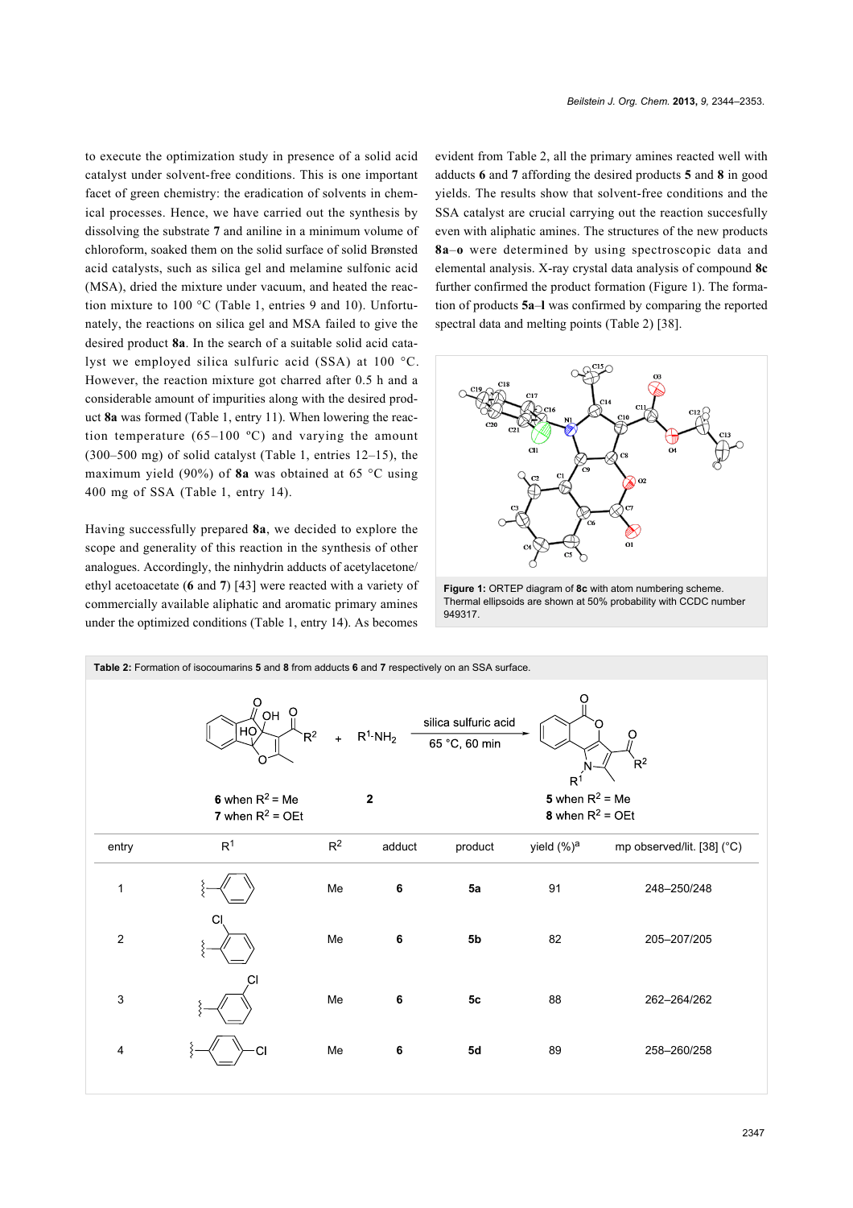to execute the optimization study in presence of a solid acid catalyst under solvent-free conditions. This is one important facet of green chemistry: the eradication of solvents in chemical processes. Hence, we have carried out the synthesis by dissolving the substrate **7** and aniline in a minimum volume of chloroform, soaked them on the solid surface of solid Brønsted acid catalysts, such as silica gel and melamine sulfonic acid (MSA), dried the mixture under vacuum, and heated the reaction mixture to 100 °C (Table 1, entries 9 and 10). Unfortunately, the reactions on silica gel and MSA failed to give the desired product **8a**. In the search of a suitable solid acid catalyst we employed silica sulfuric acid (SSA) at 100 °C. However, the reaction mixture got charred after 0.5 h and a considerable amount of impurities along with the desired product **8a** was formed (Table 1, entry 11). When lowering the reaction temperature (65–100 °C) and varying the amount (300–500 mg) of solid catalyst (Table 1, entries 12–15), the maximum yield (90%) of **8a** was obtained at 65 °C using 400 mg of SSA (Table 1, entry 14).

Having successfully prepared **8a**, we decided to explore the scope and generality of this reaction in the synthesis of other analogues. Accordingly, the ninhydrin adducts of acetylacetone/ethyl acetoacetate (**6** and **7**) [43] were reacted with a variety of commercially available aliphatic and aromatic primary amines under the optimized conditions (Table 1, entry 14). As becomes evident from Table 2, all the primary amines reacted well with adducts **6** and **7** affording the desired products **5** and **8** in good yields. The results show that solvent-free conditions and the SSA catalyst are crucial carrying out the reaction succesfully even with aliphatic amines. The structures of the new products **8a**–**o** were determined by using spectroscopic data and elemental analysis. X-ray crystal data analysis of compound **8c** further confirmed the product formation (Figure 1). The formation of products **5a**–**l** was confirmed by comparing the reported spectral data and melting points (Table 2) [38].

**Figure 1:** ORTEP diagram of **8c** with atom numbering scheme. Thermal ellipsoids are shown at 50% probability with CCDC number 949317.

**Table 2:** Formation of isocoumarins **5** and **8** from adducts **6** and **7** respectively on an SSA surface.

Reaction: adduct **6** when $R^2$ = Me / **7** when $R^2$ = OEt + $R^1$-$NH_2$ (**2**) → (silica sulfuric acid, 65 °C, 60 min) → **5** when $R^2$ = Me / **8** when $R^2$ = OEt

| entry | $R^1$ | $R^2$ | adduct | product | yield (%)[a] | mp observed/lit. [38] (°C) |
|---|---|---|---|---|---|---|
| 1 | phenyl | Me | **6** | **5a** | 91 | 248–250/248 |
| 2 | 2-chlorophenyl | Me | **6** | **5b** | 82 | 205–207/205 |
| 3 | 3-chlorophenyl | Me | **6** | **5c** | 88 | 262–264/262 |
| 4 | 4-chlorophenyl | Me | **6** | **5d** | 89 | 258–260/258 |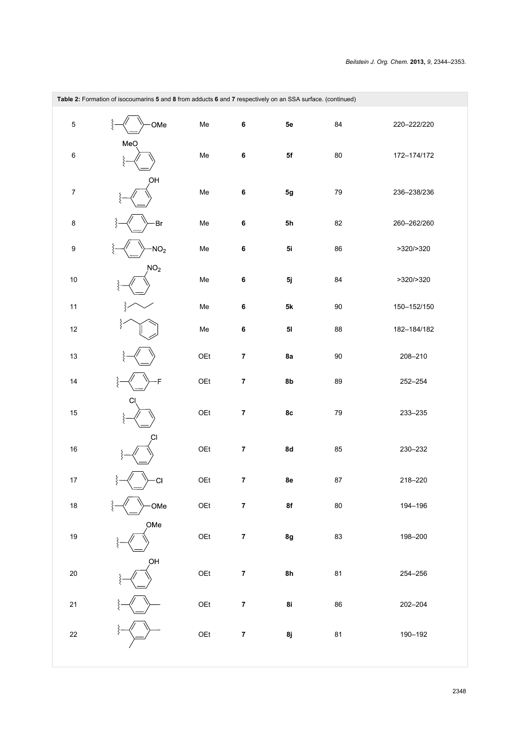**Table 2:** Formation of isocoumarins **5** and **8** from adducts **6** and **7** respectively on an SSA surface. (continued)

| | | | | | | |
|---|---|---|---|---|---|---|
| 5 | 4-MeO-C6H4 | Me | **6** | **5e** | 84 | 220–222/220 |
| 6 | 2-MeO-C6H4 | Me | **6** | **5f** | 80 | 172–174/172 |
| 7 | 3-HO-C6H4 | Me | **6** | **5g** | 79 | 236–238/236 |
| 8 | 4-Br-C6H4 | Me | **6** | **5h** | 82 | 260–262/260 |
| 9 | 4-$NO_2$-C6H4 | Me | **6** | **5i** | 86 | >320/>320 |
| 10 | 3-$NO_2$-C6H4 | Me | **6** | **5j** | 84 | >320/>320 |
| 11 | n-propyl | Me | **6** | **5k** | 90 | 150–152/150 |
| 12 | benzyl | Me | **6** | **5l** | 88 | 182–184/182 |
| 13 | C6H5 | OEt | **7** | **8a** | 90 | 208–210 |
| 14 | 4-F-C6H4 | OEt | **7** | **8b** | 89 | 252–254 |
| 15 | 2-Cl-C6H4 | OEt | **7** | **8c** | 79 | 233–235 |
| 16 | 3-Cl-C6H4 | OEt | **7** | **8d** | 85 | 230–232 |
| 17 | 4-Cl-C6H4 | OEt | **7** | **8e** | 87 | 218–220 |
| 18 | 4-MeO-C6H4 | OEt | **7** | **8f** | 80 | 194–196 |
| 19 | 3-MeO-C6H4 | OEt | **7** | **8g** | 83 | 198–200 |
| 20 | 3-HO-C6H4 | OEt | **7** | **8h** | 81 | 254–256 |
| 21 | 4-Me-C6H4 | OEt | **7** | **8i** | 86 | 202–204 |
| 22 | 2,4-Me2-C6H3 | OEt | **7** | **8j** | 81 | 190–192 |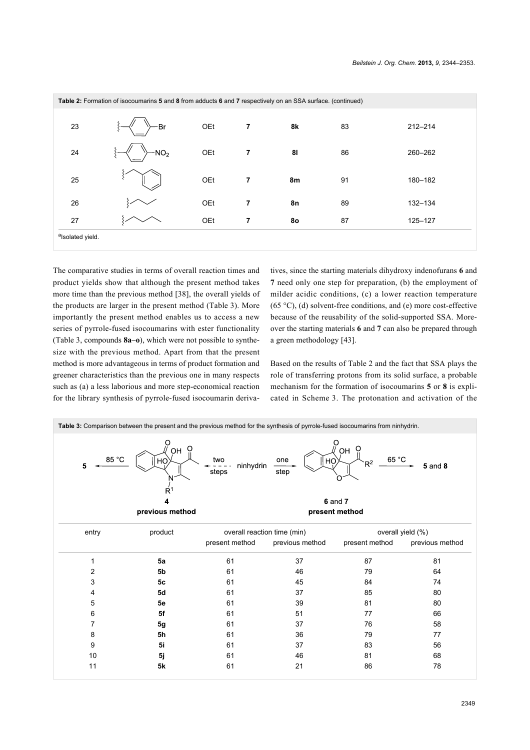**Table 2:** Formation of isocoumarins **5** and **8** from adducts **6** and **7** respectively on an SSA surface. (continued)

| | | | | | | |
|---|---|---|---|---|---|---|
| 23 | 4-bromophenyl | OEt | **7** | **8k** | 83 | 212–214 |
| 24 | 4-nitrophenyl | OEt | **7** | **8l** | 86 | 260–262 |
| 25 | benzyl | OEt | **7** | **8m** | 91 | 180–182 |
| 26 | n-propyl | OEt | **7** | **8n** | 89 | 132–134 |
| 27 | n-butyl | OEt | **7** | **8o** | 87 | 125–127 |

[a]Isolated yield.

The comparative studies in terms of overall reaction times and product yields show that although the present method takes more time than the previous method [38], the overall yields of the products are larger in the present method (Table 3). More importantly the present method enables us to access a new series of pyrrole-fused isocoumarins with ester functionality (Table 3, compounds **8a–o**), which were not possible to synthesize with the previous method. Apart from that the present method is more advantageous in terms of product formation and greener characteristics than the previous one in many respects such as (a) a less laborious and more step-economical reaction for the library synthesis of pyrrole-fused isocoumarin derivatives, since the starting materials dihydroxy indenofurans **6** and **7** need only one step for preparation, (b) the employment of milder acidic conditions, (c) a lower reaction temperature (65 °C), (d) solvent-free conditions, and (e) more cost-effective because of the reusability of the solid-supported SSA. Moreover the starting materials **6** and **7** can also be prepared through a green methodology [43].

Based on the results of Table 2 and the fact that SSA plays the role of transferring protons from its solid surface, a probable mechanism for the formation of isocoumarins **5** or **8** is explicated in Scheme 3. The protonation and activation of the

**Table 3:** Comparison between the present and the previous method for the synthesis of pyrrole-fused isocoumarins from ninhydrin.

**5** ← (85 °C) **4** (previous method) ← (two steps) ninhydrin → (one step) **6** and **7** (present method) → (65 °C) **5** and **8**

| entry | product | overall reaction time (min) | | overall yield (%) | |
|---|---|---|---|---|---|
| | | present method | previous method | present method | previous method |
| 1 | **5a** | 61 | 37 | 87 | 81 |
| 2 | **5b** | 61 | 46 | 79 | 64 |
| 3 | **5c** | 61 | 45 | 84 | 74 |
| 4 | **5d** | 61 | 37 | 85 | 80 |
| 5 | **5e** | 61 | 39 | 81 | 80 |
| 6 | **5f** | 61 | 51 | 77 | 66 |
| 7 | **5g** | 61 | 37 | 76 | 58 |
| 8 | **5h** | 61 | 36 | 79 | 77 |
| 9 | **5i** | 61 | 37 | 83 | 56 |
| 10 | **5j** | 61 | 46 | 81 | 68 |
| 11 | **5k** | 61 | 21 | 86 | 78 |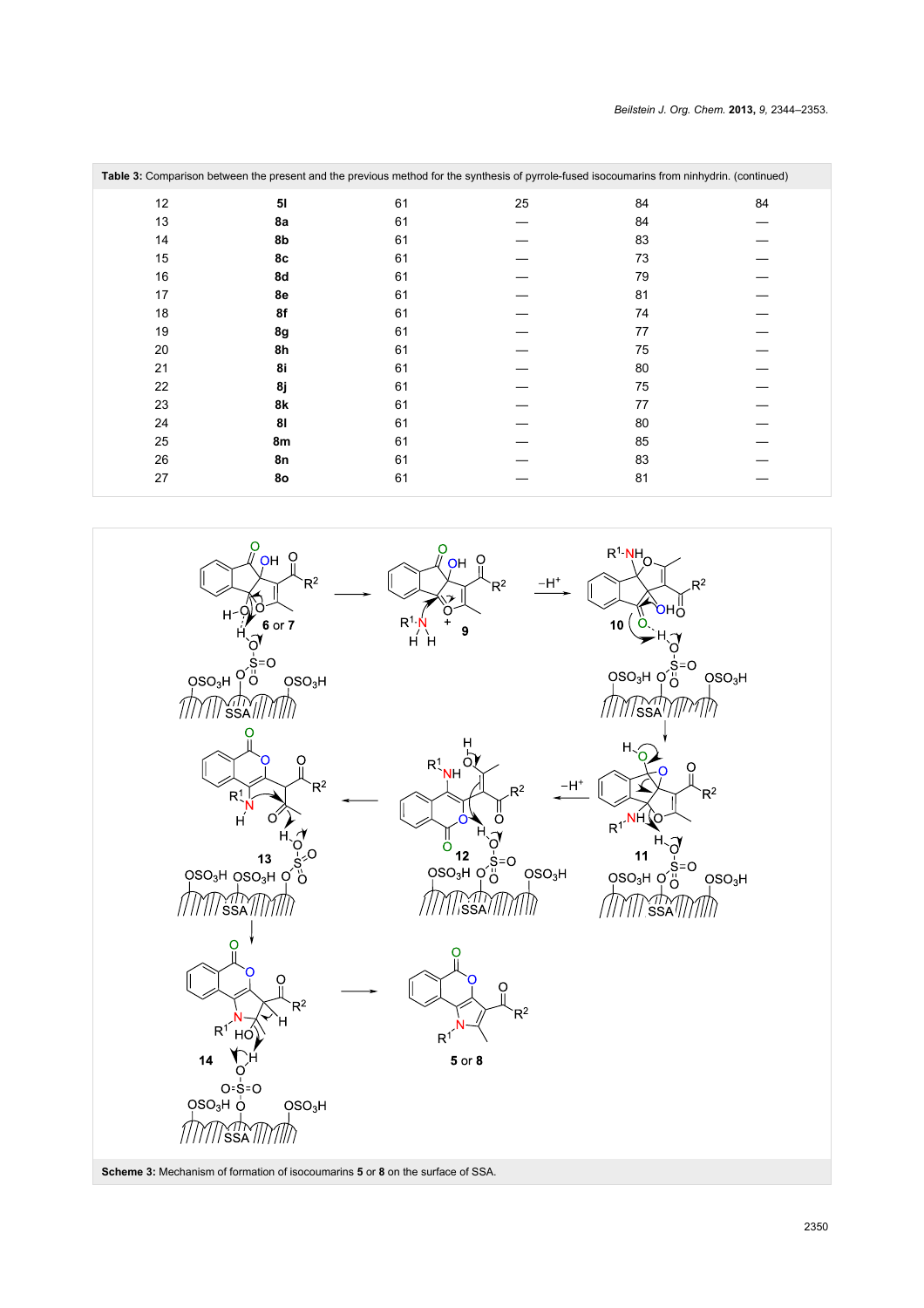**Table 3:** Comparison between the present and the previous method for the synthesis of pyrrole-fused isocoumarins from ninhydrin. (continued)

| | | | | | |
|---|---|---|---|---|---|
| 12 | **5l** | 61 | 25 | 84 | 84 |
| 13 | **8a** | 61 | — | 84 | — |
| 14 | **8b** | 61 | — | 83 | — |
| 15 | **8c** | 61 | — | 73 | — |
| 16 | **8d** | 61 | — | 79 | — |
| 17 | **8e** | 61 | — | 81 | — |
| 18 | **8f** | 61 | — | 74 | — |
| 19 | **8g** | 61 | — | 77 | — |
| 20 | **8h** | 61 | — | 75 | — |
| 21 | **8i** | 61 | — | 80 | — |
| 22 | **8j** | 61 | — | 75 | — |
| 23 | **8k** | 61 | — | 77 | — |
| 24 | **8l** | 61 | — | 80 | — |
| 25 | **8m** | 61 | — | 85 | — |
| 26 | **8n** | 61 | — | 83 | — |
| 27 | **8o** | 61 | — | 81 | — |

**Scheme 3:** Mechanism of formation of isocoumarins **5** or **8** on the surface of SSA.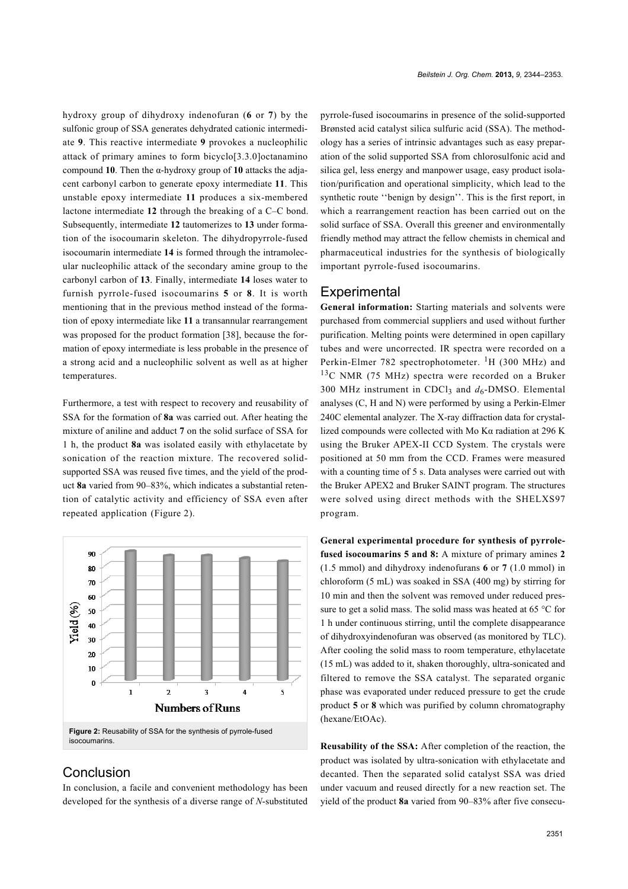hydroxy group of dihydroxy indenofuran (**6** or **7**) by the sulfonic group of SSA generates dehydrated cationic intermediate **9**. This reactive intermediate **9** provokes a nucleophilic attack of primary amines to form bicyclo[3.3.0]octanamino compound **10**. Then the α-hydroxy group of **10** attacks the adjacent carbonyl carbon to generate epoxy intermediate **11**. This unstable epoxy intermediate **11** produces a six-membered lactone intermediate **12** through the breaking of a C–C bond. Subsequently, intermediate **12** tautomerizes to **13** under formation of the isocoumarin skeleton. The dihydropyrrole-fused isocoumarin intermediate **14** is formed through the intramolecular nucleophilic attack of the secondary amine group to the carbonyl carbon of **13**. Finally, intermediate **14** loses water to furnish pyrrole-fused isocoumarins **5** or **8**. It is worth mentioning that in the previous method instead of the formation of epoxy intermediate like **11** a transannular rearrangement was proposed for the product formation [38], because the formation of epoxy intermediate is less probable in the presence of a strong acid and a nucleophilic solvent as well as at higher temperatures.

Furthermore, a test with respect to recovery and reusability of SSA for the formation of **8a** was carried out. After heating the mixture of aniline and adduct **7** on the solid surface of SSA for 1 h, the product **8a** was isolated easily with ethylacetate by sonication of the reaction mixture. The recovered solid-supported SSA was reused five times, and the yield of the product **8a** varied from 90–83%, which indicates a substantial retention of catalytic activity and efficiency of SSA even after repeated application (Figure 2).

**Figure 2:** Reusability of SSA for the synthesis of pyrrole-fused isocoumarins.

## Conclusion

In conclusion, a facile and convenient methodology has been developed for the synthesis of a diverse range of *N*-substituted pyrrole-fused isocoumarins in presence of the solid-supported Brønsted acid catalyst silica sulfuric acid (SSA). The methodology has a series of intrinsic advantages such as easy preparation of the solid supported SSA from chlorosulfonic acid and silica gel, less energy and manpower usage, easy product isolation/purification and operational simplicity, which lead to the synthetic route ''benign by design''. This is the first report, in which a rearrangement reaction has been carried out on the solid surface of SSA. Overall this greener and environmentally friendly method may attract the fellow chemists in chemical and pharmaceutical industries for the synthesis of biologically important pyrrole-fused isocoumarins.

## Experimental

**General information:** Starting materials and solvents were purchased from commercial suppliers and used without further purification. Melting points were determined in open capillary tubes and were uncorrected. IR spectra were recorded on a Perkin-Elmer 782 spectrophotometer. $^{1}$H (300 MHz) and $^{13}$C NMR (75 MHz) spectra were recorded on a Bruker 300 MHz instrument in $CDCl_3$ and $d_6$-DMSO. Elemental analyses (C, H and N) were performed by using a Perkin-Elmer 240C elemental analyzer. The X-ray diffraction data for crystallized compounds were collected with Mo Kα radiation at 296 K using the Bruker APEX-II CCD System. The crystals were positioned at 50 mm from the CCD. Frames were measured with a counting time of 5 s. Data analyses were carried out with the Bruker APEX2 and Bruker SAINT program. The structures were solved using direct methods with the SHELXS97 program.

**General experimental procedure for synthesis of pyrrole-fused isocoumarins 5 and 8:** A mixture of primary amines **2** (1.5 mmol) and dihydroxy indenofurans **6** or **7** (1.0 mmol) in chloroform (5 mL) was soaked in SSA (400 mg) by stirring for 10 min and then the solvent was removed under reduced pressure to get a solid mass. The solid mass was heated at 65 °C for 1 h under continuous stirring, until the complete disappearance of dihydroxyindenofuran was observed (as monitored by TLC). After cooling the solid mass to room temperature, ethylacetate (15 mL) was added to it, shaken thoroughly, ultra-sonicated and filtered to remove the SSA catalyst. The separated organic phase was evaporated under reduced pressure to get the crude product **5** or **8** which was purified by column chromatography (hexane/EtOAc).

**Reusability of the SSA:** After completion of the reaction, the product was isolated by ultra-sonication with ethylacetate and decanted. Then the separated solid catalyst SSA was dried under vacuum and reused directly for a new reaction set. The yield of the product **8a** varied from 90–83% after five consecu-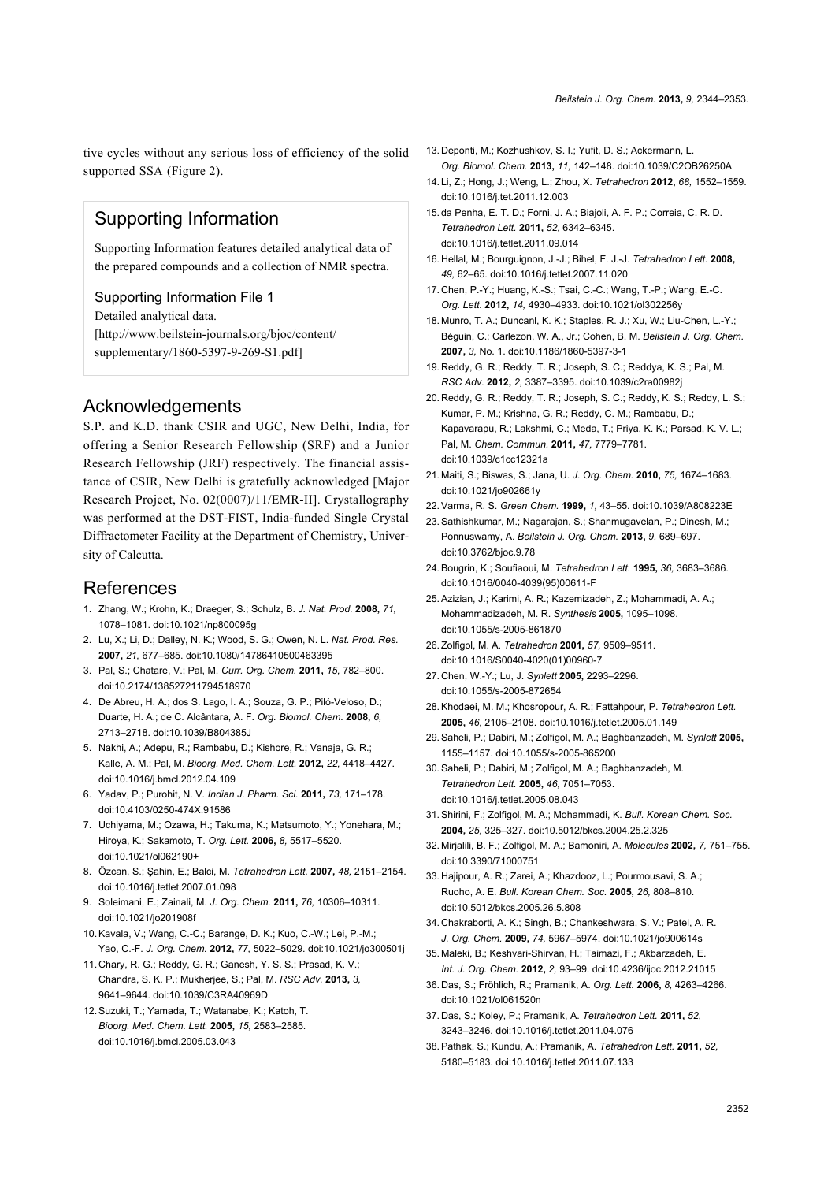tive cycles without any serious loss of efficiency of the solid supported SSA (Figure 2).

## Supporting Information

Supporting Information features detailed analytical data of the prepared compounds and a collection of NMR spectra.

### Supporting Information File 1

Detailed analytical data.
[http://www.beilstein-journals.org/bjoc/content/supplementary/1860-5397-9-269-S1.pdf]

## Acknowledgements

S.P. and K.D. thank CSIR and UGC, New Delhi, India, for offering a Senior Research Fellowship (SRF) and a Junior Research Fellowship (JRF) respectively. The financial assistance of CSIR, New Delhi is gratefully acknowledged [Major Research Project, No. 02(0007)/11/EMR-II]. Crystallography was performed at the DST-FIST, India-funded Single Crystal Diffractometer Facility at the Department of Chemistry, University of Calcutta.

## References

1. Zhang, W.; Krohn, K.; Draeger, S.; Schulz, B. *J. Nat. Prod.* **2008,** *71,* 1078–1081. doi:10.1021/np800095g
2. Lu, X.; Li, D.; Dalley, N. K.; Wood, S. G.; Owen, N. L. *Nat. Prod. Res.* **2007,** *21,* 677–685. doi:10.1080/14786410500463395
3. Pal, S.; Chatare, V.; Pal, M. *Curr. Org. Chem.* **2011,** *15,* 782–800. doi:10.2174/138527211794518970
4. De Abreu, H. A.; dos S. Lago, I. A.; Souza, G. P.; Piló-Veloso, D.; Duarte, H. A.; de C. Alcântara, A. F. *Org. Biomol. Chem.* **2008,** *6,* 2713–2718. doi:10.1039/B804385J
5. Nakhi, A.; Adepu, R.; Rambabu, D.; Kishore, R.; Vanaja, G. R.; Kalle, A. M.; Pal, M. *Bioorg. Med. Chem. Lett.* **2012,** *22,* 4418–4427. doi:10.1016/j.bmcl.2012.04.109
6. Yadav, P.; Purohit, N. V. *Indian J. Pharm. Sci.* **2011,** *73,* 171–178. doi:10.4103/0250-474X.91586
7. Uchiyama, M.; Ozawa, H.; Takuma, K.; Matsumoto, Y.; Yonehara, M.; Hiroya, K.; Sakamoto, T. *Org. Lett.* **2006,** *8,* 5517–5520. doi:10.1021/ol062190+
8. Özcan, S.; Şahin, E.; Balci, M. *Tetrahedron Lett.* **2007,** *48,* 2151–2154. doi:10.1016/j.tetlet.2007.01.098
9. Soleimani, E.; Zainali, M. *J. Org. Chem.* **2011,** *76,* 10306–10311. doi:10.1021/jo201908f
10. Kavala, V.; Wang, C.-C.; Barange, D. K.; Kuo, C.-W.; Lei, P.-M.; Yao, C.-F. *J. Org. Chem.* **2012,** *77,* 5022–5029. doi:10.1021/jo300501j
11. Chary, R. G.; Reddy, G. R.; Ganesh, Y. S. S.; Prasad, K. V.; Chandra, S. K. P.; Mukherjee, S.; Pal, M. *RSC Adv.* **2013,** *3,* 9641–9644. doi:10.1039/C3RA40969D
12. Suzuki, T.; Yamada, T.; Watanabe, K.; Katoh, T. *Bioorg. Med. Chem. Lett.* **2005,** *15,* 2583–2585. doi:10.1016/j.bmcl.2005.03.043
13. Deponti, M.; Kozhushkov, S. I.; Yufit, D. S.; Ackermann, L. *Org. Biomol. Chem.* **2013,** *11,* 142–148. doi:10.1039/C2OB26250A
14. Li, Z.; Hong, J.; Weng, L.; Zhou, X. *Tetrahedron* **2012,** *68,* 1552–1559. doi:10.1016/j.tet.2011.12.003
15. da Penha, E. T. D.; Forni, J. A.; Biajoli, A. F. P.; Correia, C. R. D. *Tetrahedron Lett.* **2011,** *52,* 6342–6345. doi:10.1016/j.tetlet.2011.09.014
16. Hellal, M.; Bourguignon, J.-J.; Bihel, F. J.-J. *Tetrahedron Lett.* **2008,** *49,* 62–65. doi:10.1016/j.tetlet.2007.11.020
17. Chen, P.-Y.; Huang, K.-S.; Tsai, C.-C.; Wang, T.-P.; Wang, E.-C. *Org. Lett.* **2012,** *14,* 4930–4933. doi:10.1021/ol302256y
18. Munro, T. A.; Duncanl, K. K.; Staples, R. J.; Xu, W.; Liu-Chen, L.-Y.; Béguin, C.; Carlezon, W. A., Jr.; Cohen, B. M. *Beilstein J. Org. Chem.* **2007,** *3,* No. 1. doi:10.1186/1860-5397-3-1
19. Reddy, G. R.; Reddy, T. R.; Joseph, S. C.; Reddya, K. S.; Pal, M. *RSC Adv.* **2012,** *2,* 3387–3395. doi:10.1039/c2ra00982j
20. Reddy, G. R.; Reddy, T. R.; Joseph, S. C.; Reddy, K. S.; Reddy, L. S.; Kumar, P. M.; Krishna, G. R.; Reddy, C. M.; Rambabu, D.; Kapavarapu, R.; Lakshmi, C.; Meda, T.; Priya, K. K.; Parsad, K. V. L.; Pal, M. *Chem. Commun.* **2011,** *47,* 7779–7781. doi:10.1039/c1cc12321a
21. Maiti, S.; Biswas, S.; Jana, U. *J. Org. Chem.* **2010,** *75,* 1674–1683. doi:10.1021/jo902661y
22. Varma, R. S. *Green Chem.* **1999,** *1,* 43–55. doi:10.1039/A808223E
23. Sathishkumar, M.; Nagarajan, S.; Shanmugavelan, P.; Dinesh, M.; Ponnuswamy, A. *Beilstein J. Org. Chem.* **2013,** *9,* 689–697. doi:10.3762/bjoc.9.78
24. Bougrin, K.; Soufiaoui, M. *Tetrahedron Lett.* **1995,** *36,* 3683–3686. doi:10.1016/0040-4039(95)00611-F
25. Azizian, J.; Karimi, A. R.; Kazemizadeh, Z.; Mohammadi, A. A.; Mohammadizadeh, M. R. *Synthesis* **2005,** 1095–1098. doi:10.1055/s-2005-861870
26. Zolfigol, M. A. *Tetrahedron* **2001,** *57,* 9509–9511. doi:10.1016/S0040-4020(01)00960-7
27. Chen, W.-Y.; Lu, J. *Synlett* **2005,** 2293–2296. doi:10.1055/s-2005-872654
28. Khodaei, M. M.; Khosropour, A. R.; Fattahpour, P. *Tetrahedron Lett.* **2005,** *46,* 2105–2108. doi:10.1016/j.tetlet.2005.01.149
29. Saheli, P.; Dabiri, M.; Zolfigol, M. A.; Baghbanzadeh, M. *Synlett* **2005,** 1155–1157. doi:10.1055/s-2005-865200
30. Saheli, P.; Dabiri, M.; Zolfigol, M. A.; Baghbanzadeh, M. *Tetrahedron Lett.* **2005,** *46,* 7051–7053. doi:10.1016/j.tetlet.2005.08.043
31. Shirini, F.; Zolfigol, M. A.; Mohammadi, K. *Bull. Korean Chem. Soc.* **2004,** *25,* 325–327. doi:10.5012/bkcs.2004.25.2.325
32. Mirjalili, B. F.; Zolfigol, M. A.; Bamoniri, A. *Molecules* **2002,** *7,* 751–755. doi:10.3390/71000751
33. Hajipour, A. R.; Zarei, A.; Khazdooz, L.; Pourmousavi, S. A.; Ruoho, A. E. *Bull. Korean Chem. Soc.* **2005,** *26,* 808–810. doi:10.5012/bkcs.2005.26.5.808
34. Chakraborti, A. K.; Singh, B.; Chankeshwara, S. V.; Patel, A. R. *J. Org. Chem.* **2009,** *74,* 5967–5974. doi:10.1021/jo900614s
35. Maleki, B.; Keshvari-Shirvan, H.; Taimazi, F.; Akbarzadeh, E. *Int. J. Org. Chem.* **2012,** *2,* 93–99. doi:10.4236/ijoc.2012.21015
36. Das, S.; Fröhlich, R.; Pramanik, A. *Org. Lett.* **2006,** *8,* 4263–4266. doi:10.1021/ol061520n
37. Das, S.; Koley, P.; Pramanik, A. *Tetrahedron Lett.* **2011,** *52,* 3243–3246. doi:10.1016/j.tetlet.2011.04.076
38. Pathak, S.; Kundu, A.; Pramanik, A. *Tetrahedron Lett.* **2011,** *52,* 5180–5183. doi:10.1016/j.tetlet.2011.07.133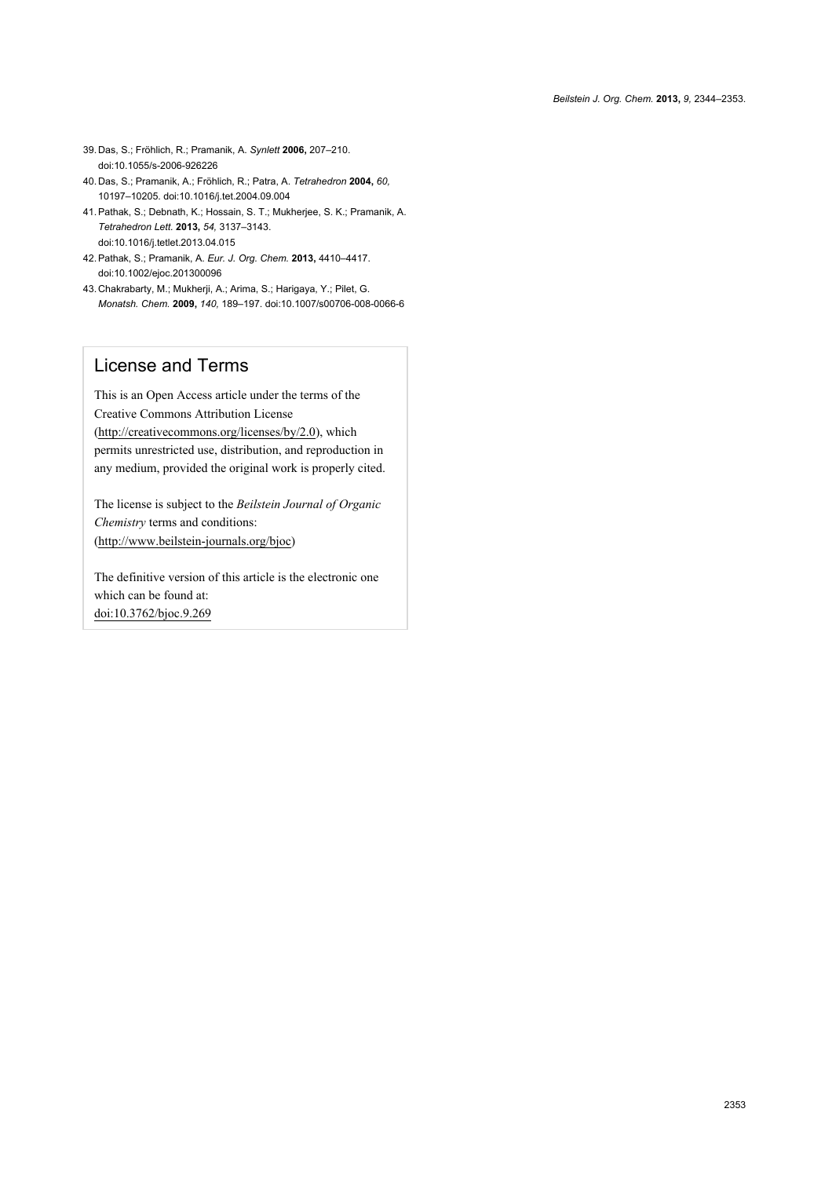39. Das, S.; Fröhlich, R.; Pramanik, A. *Synlett* **2006,** 207–210. doi:10.1055/s-2006-926226
40. Das, S.; Pramanik, A.; Fröhlich, R.; Patra, A. *Tetrahedron* **2004,** *60,* 10197–10205. doi:10.1016/j.tet.2004.09.004
41. Pathak, S.; Debnath, K.; Hossain, S. T.; Mukherjee, S. K.; Pramanik, A. *Tetrahedron Lett.* **2013,** *54,* 3137–3143. doi:10.1016/j.tetlet.2013.04.015
42. Pathak, S.; Pramanik, A. *Eur. J. Org. Chem.* **2013,** 4410–4417. doi:10.1002/ejoc.201300096
43. Chakrabarty, M.; Mukherji, A.; Arima, S.; Harigaya, Y.; Pilet, G. *Monatsh. Chem.* **2009,** *140,* 189–197. doi:10.1007/s00706-008-0066-6

## License and Terms

This is an Open Access article under the terms of the Creative Commons Attribution License (http://creativecommons.org/licenses/by/2.0), which permits unrestricted use, distribution, and reproduction in any medium, provided the original work is properly cited.

The license is subject to the *Beilstein Journal of Organic Chemistry* terms and conditions: (http://www.beilstein-journals.org/bjoc)

The definitive version of this article is the electronic one which can be found at: doi:10.3762/bjoc.9.269